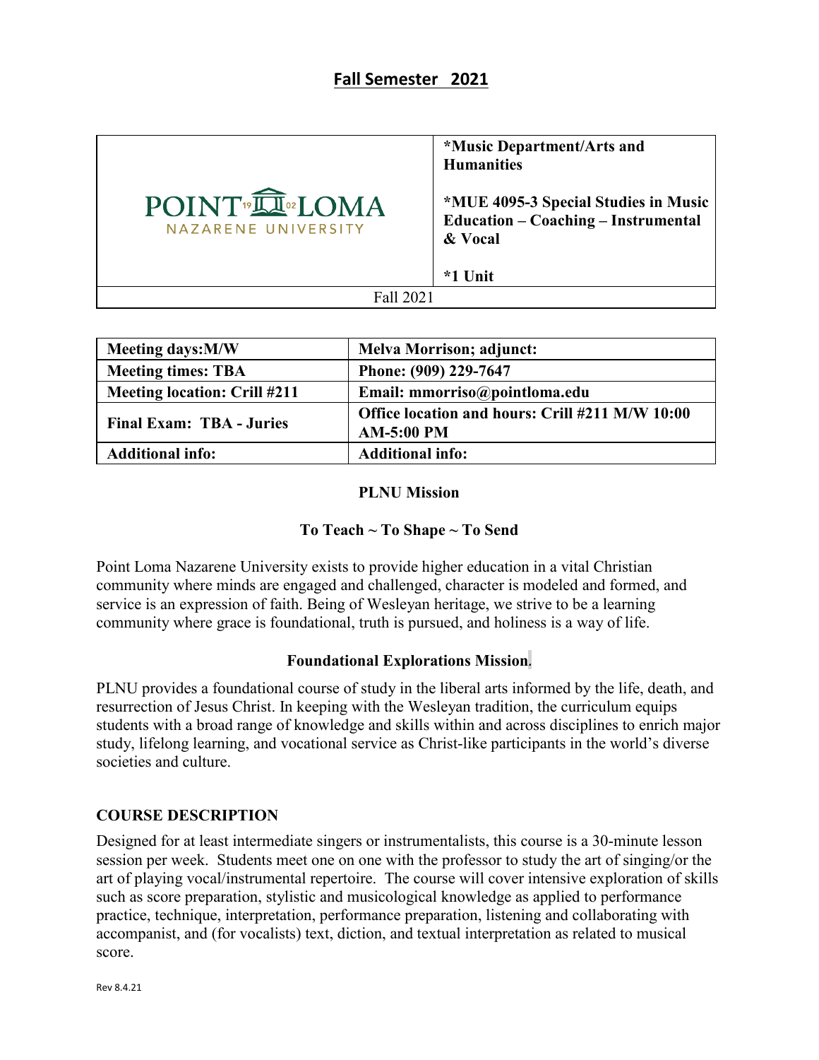## Fall Semester 2021

| POINT LOMA NAZARENE UNIVERSITY | *Music Department/Arts and Humanities<br><br>*MUE 4095-3 Special Studies in Music Education – Coaching – Instrumental & Vocal<br><br>*1 Unit |
|---|---|
| Fall 2021 | |

| Meeting days:M/W | Melva Morrison; adjunct: |
|---|---|
| Meeting times: TBA | Phone: (909) 229-7647 |
| Meeting location: Crill #211 | Email: mmorriso@pointloma.edu |
| Final Exam: TBA - Juries | Office location and hours: Crill #211 M/W 10:00 AM-5:00 PM |
| Additional info: | Additional info: |

**PLNU Mission**

**To Teach ~ To Shape ~ To Send**

Point Loma Nazarene University exists to provide higher education in a vital Christian community where minds are engaged and challenged, character is modeled and formed, and service is an expression of faith. Being of Wesleyan heritage, we strive to be a learning community where grace is foundational, truth is pursued, and holiness is a way of life.

**Foundational Explorations Mission.**

PLNU provides a foundational course of study in the liberal arts informed by the life, death, and resurrection of Jesus Christ. In keeping with the Wesleyan tradition, the curriculum equips students with a broad range of knowledge and skills within and across disciplines to enrich major study, lifelong learning, and vocational service as Christ-like participants in the world's diverse societies and culture.

### COURSE DESCRIPTION

Designed for at least intermediate singers or instrumentalists, this course is a 30-minute lesson session per week. Students meet one on one with the professor to study the art of singing/or the art of playing vocal/instrumental repertoire. The course will cover intensive exploration of skills such as score preparation, stylistic and musicological knowledge as applied to performance practice, technique, interpretation, performance preparation, listening and collaborating with accompanist, and (for vocalists) text, diction, and textual interpretation as related to musical score.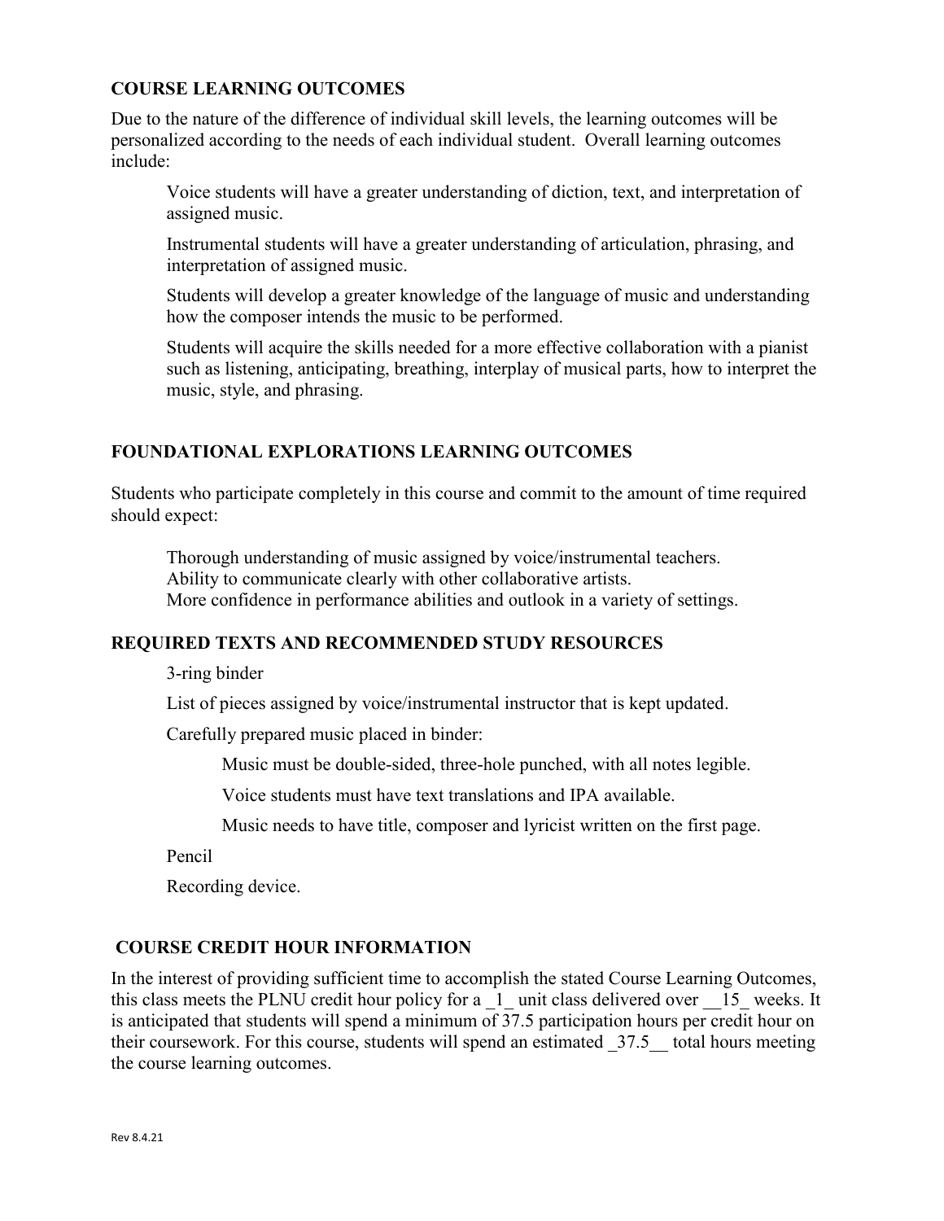## COURSE LEARNING OUTCOMES

Due to the nature of the difference of individual skill levels, the learning outcomes will be personalized according to the needs of each individual student. Overall learning outcomes include:

Voice students will have a greater understanding of diction, text, and interpretation of assigned music.

Instrumental students will have a greater understanding of articulation, phrasing, and interpretation of assigned music.

Students will develop a greater knowledge of the language of music and understanding how the composer intends the music to be performed.

Students will acquire the skills needed for a more effective collaboration with a pianist such as listening, anticipating, breathing, interplay of musical parts, how to interpret the music, style, and phrasing.

## FOUNDATIONAL EXPLORATIONS LEARNING OUTCOMES

Students who participate completely in this course and commit to the amount of time required should expect:

Thorough understanding of music assigned by voice/instrumental teachers.
Ability to communicate clearly with other collaborative artists.
More confidence in performance abilities and outlook in a variety of settings.

## REQUIRED TEXTS AND RECOMMENDED STUDY RESOURCES

3-ring binder

List of pieces assigned by voice/instrumental instructor that is kept updated.

Carefully prepared music placed in binder:

Music must be double-sided, three-hole punched, with all notes legible.

Voice students must have text translations and IPA available.

Music needs to have title, composer and lyricist written on the first page.

Pencil

Recording device.

## COURSE CREDIT HOUR INFORMATION

In the interest of providing sufficient time to accomplish the stated Course Learning Outcomes, this class meets the PLNU credit hour policy for a _1_ unit class delivered over __15_ weeks. It is anticipated that students will spend a minimum of 37.5 participation hours per credit hour on their coursework. For this course, students will spend an estimated _37.5__ total hours meeting the course learning outcomes.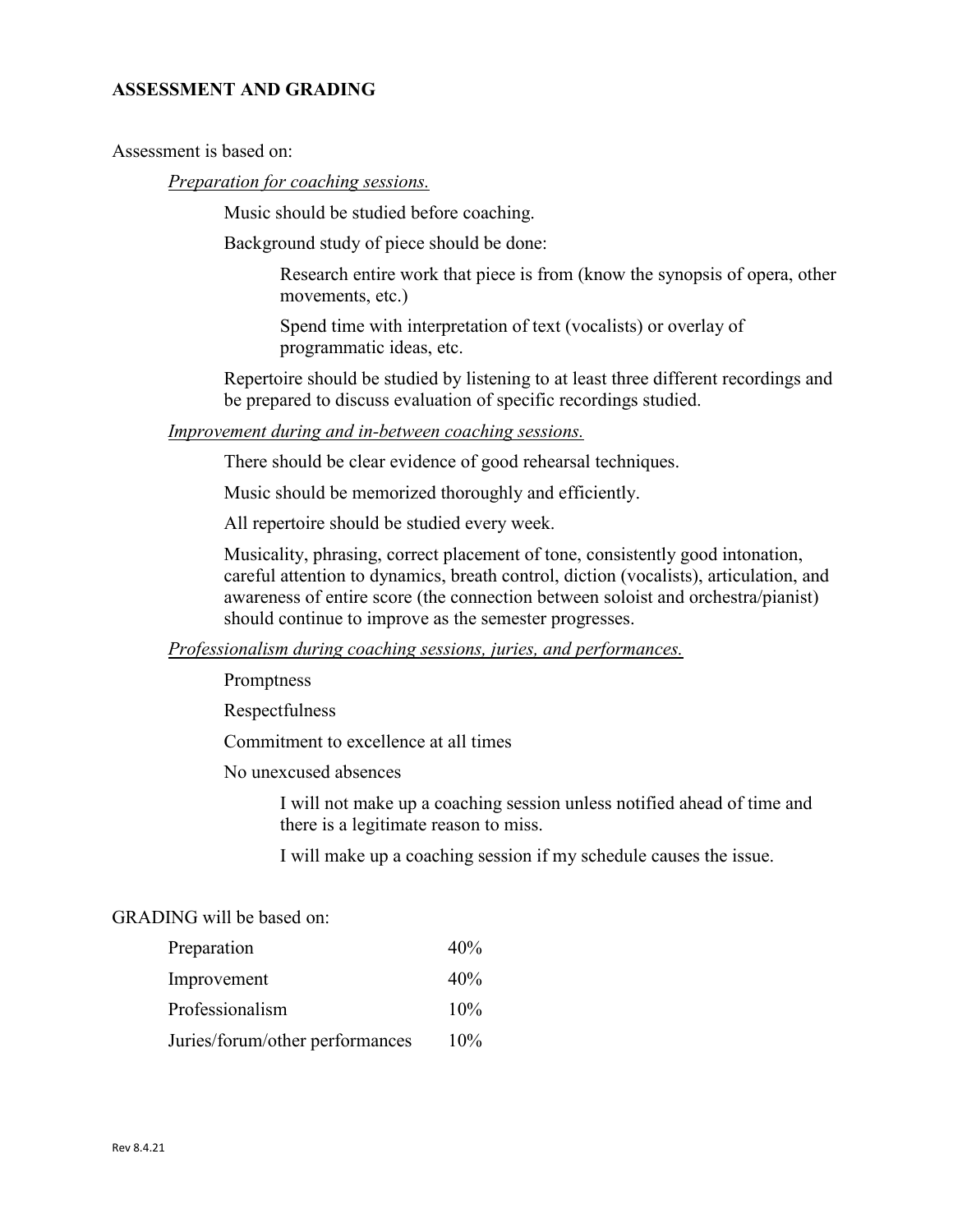## ASSESSMENT AND GRADING

Assessment is based on:

*Preparation for coaching sessions.*

- Music should be studied before coaching.
- Background study of piece should be done:
  - Research entire work that piece is from (know the synopsis of opera, other movements, etc.)
  - Spend time with interpretation of text (vocalists) or overlay of programmatic ideas, etc.
- Repertoire should be studied by listening to at least three different recordings and be prepared to discuss evaluation of specific recordings studied.

*Improvement during and in-between coaching sessions.*

- There should be clear evidence of good rehearsal techniques.
- Music should be memorized thoroughly and efficiently.
- All repertoire should be studied every week.
- Musicality, phrasing, correct placement of tone, consistently good intonation, careful attention to dynamics, breath control, diction (vocalists), articulation, and awareness of entire score (the connection between soloist and orchestra/pianist) should continue to improve as the semester progresses.

*Professionalism during coaching sessions, juries, and performances.*

- Promptness
- Respectfulness
- Commitment to excellence at all times
- No unexcused absences
  - I will not make up a coaching session unless notified ahead of time and there is a legitimate reason to miss.
  - I will make up a coaching session if my schedule causes the issue.

GRADING will be based on:

| | |
|---|---|
| Preparation | 40% |
| Improvement | 40% |
| Professionalism | 10% |
| Juries/forum/other performances | 10% |

Rev 8.4.21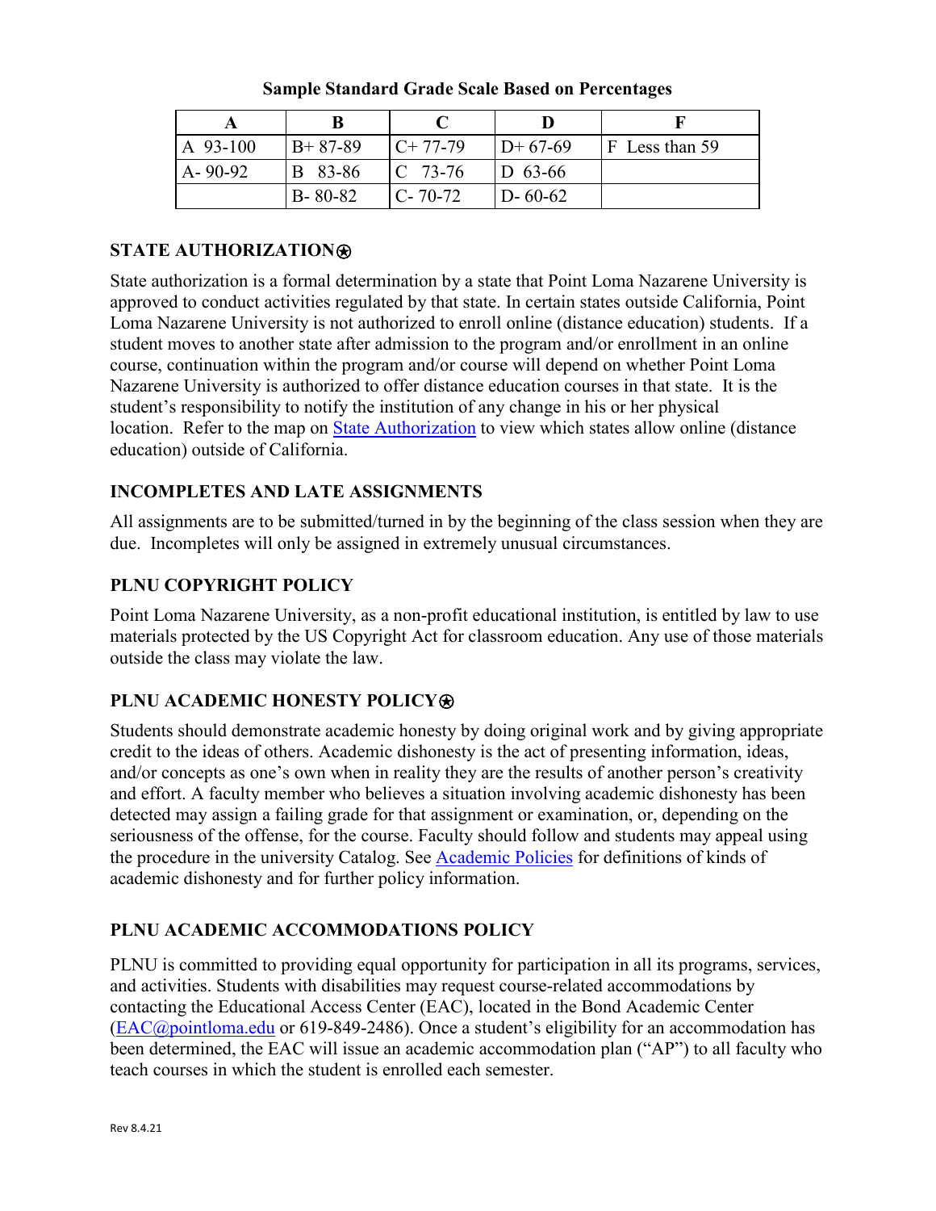**Sample Standard Grade Scale Based on Percentages**

| A | B | C | D | F |
|---|---|---|---|---|
| A 93-100 | B+ 87-89 | C+ 77-79 | D+ 67-69 | F Less than 59 |
| A- 90-92 | B 83-86 | C 73-76 | D 63-66 | |
| | B- 80-82 | C- 70-72 | D- 60-62 | |

### STATE AUTHORIZATION⍟

State authorization is a formal determination by a state that Point Loma Nazarene University is approved to conduct activities regulated by that state. In certain states outside California, Point Loma Nazarene University is not authorized to enroll online (distance education) students. If a student moves to another state after admission to the program and/or enrollment in an online course, continuation within the program and/or course will depend on whether Point Loma Nazarene University is authorized to offer distance education courses in that state. It is the student's responsibility to notify the institution of any change in his or her physical location. Refer to the map on State Authorization to view which states allow online (distance education) outside of California.

### INCOMPLETES AND LATE ASSIGNMENTS

All assignments are to be submitted/turned in by the beginning of the class session when they are due. Incompletes will only be assigned in extremely unusual circumstances.

### PLNU COPYRIGHT POLICY

Point Loma Nazarene University, as a non-profit educational institution, is entitled by law to use materials protected by the US Copyright Act for classroom education. Any use of those materials outside the class may violate the law.

### PLNU ACADEMIC HONESTY POLICY⍟

Students should demonstrate academic honesty by doing original work and by giving appropriate credit to the ideas of others. Academic dishonesty is the act of presenting information, ideas, and/or concepts as one's own when in reality they are the results of another person's creativity and effort. A faculty member who believes a situation involving academic dishonesty has been detected may assign a failing grade for that assignment or examination, or, depending on the seriousness of the offense, for the course. Faculty should follow and students may appeal using the procedure in the university Catalog. See Academic Policies for definitions of kinds of academic dishonesty and for further policy information.

### PLNU ACADEMIC ACCOMMODATIONS POLICY

PLNU is committed to providing equal opportunity for participation in all its programs, services, and activities. Students with disabilities may request course-related accommodations by contacting the Educational Access Center (EAC), located in the Bond Academic Center (EAC@pointloma.edu or 619-849-2486). Once a student's eligibility for an accommodation has been determined, the EAC will issue an academic accommodation plan ("AP") to all faculty who teach courses in which the student is enrolled each semester.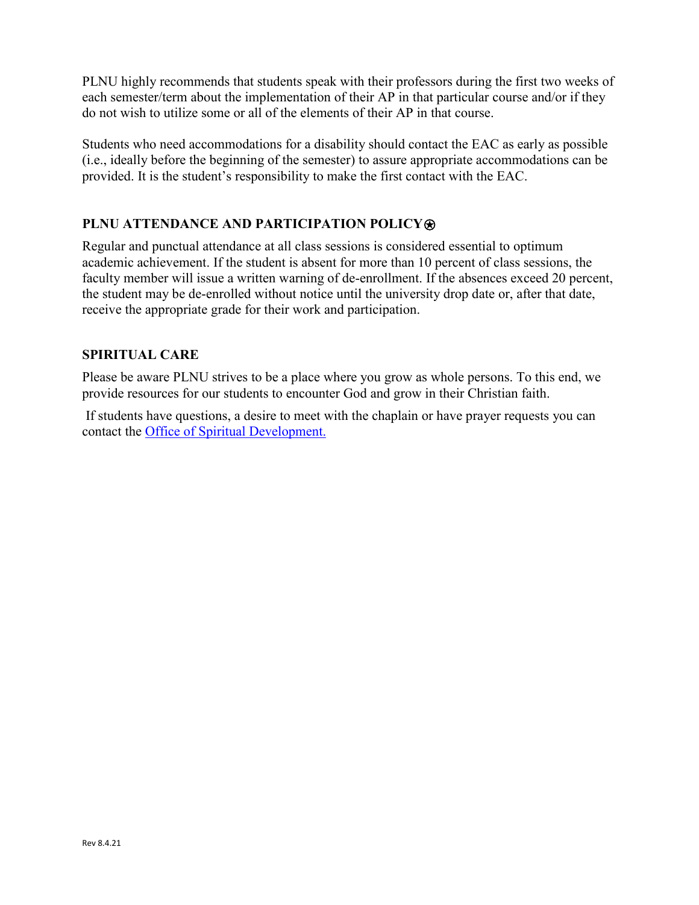PLNU highly recommends that students speak with their professors during the first two weeks of each semester/term about the implementation of their AP in that particular course and/or if they do not wish to utilize some or all of the elements of their AP in that course.

Students who need accommodations for a disability should contact the EAC as early as possible (i.e., ideally before the beginning of the semester) to assure appropriate accommodations can be provided. It is the student's responsibility to make the first contact with the EAC.

**PLNU ATTENDANCE AND PARTICIPATION POLICY**⍟

Regular and punctual attendance at all class sessions is considered essential to optimum academic achievement. If the student is absent for more than 10 percent of class sessions, the faculty member will issue a written warning of de-enrollment. If the absences exceed 20 percent, the student may be de-enrolled without notice until the university drop date or, after that date, receive the appropriate grade for their work and participation.

**SPIRITUAL CARE**

Please be aware PLNU strives to be a place where you grow as whole persons. To this end, we provide resources for our students to encounter God and grow in their Christian faith.

If students have questions, a desire to meet with the chaplain or have prayer requests you can contact the [Office of Spiritual Development.]

Rev 8.4.21